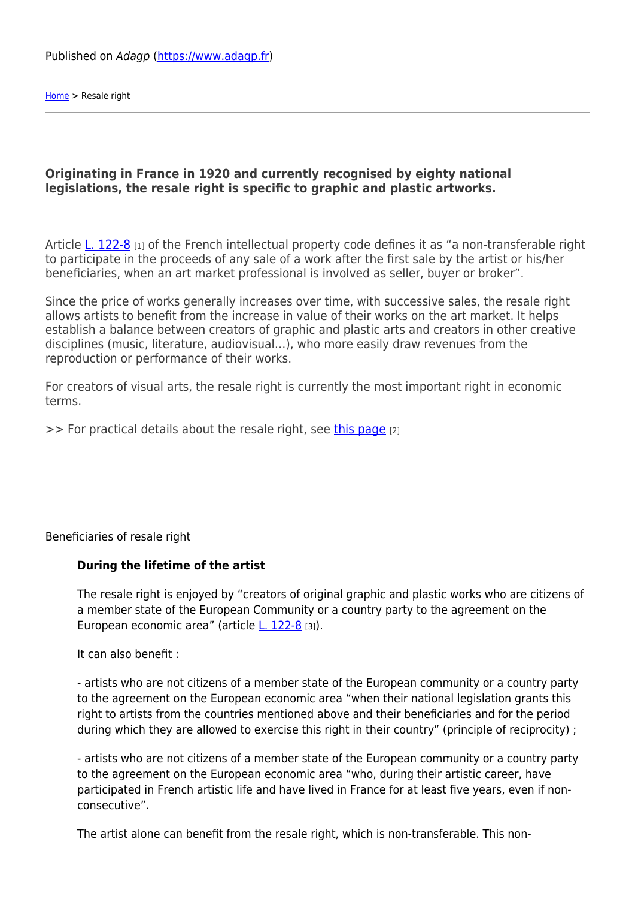Published on *Adagp* (https://www.adagp.fr)

Home > Resale right

**Originating in France in 1920 and currently recognised by eighty national legislations, the resale right is specific to graphic and plastic artworks.**

Article L. 122-8 [1] of the French intellectual property code defines it as “a non-transferable right to participate in the proceeds of any sale of a work after the first sale by the artist or his/her beneficiaries, when an art market professional is involved as seller, buyer or broker”.

Since the price of works generally increases over time, with successive sales, the resale right allows artists to benefit from the increase in value of their works on the art market. It helps establish a balance between creators of graphic and plastic arts and creators in other creative disciplines (music, literature, audiovisual…), who more easily draw revenues from the reproduction or performance of their works.

For creators of visual arts, the resale right is currently the most important right in economic terms.

>> For practical details about the resale right, see this page [2]

Beneficiaries of resale right

**During the lifetime of the artist**

The resale right is enjoyed by “creators of original graphic and plastic works who are citizens of a member state of the European Community or a country party to the agreement on the European economic area” (article L. 122-8 [3]).

It can also benefit :

- artists who are not citizens of a member state of the European community or a country party to the agreement on the European economic area “when their national legislation grants this right to artists from the countries mentioned above and their beneficiaries and for the period during which they are allowed to exercise this right in their country” (principle of reciprocity) ;

- artists who are not citizens of a member state of the European community or a country party to the agreement on the European economic area “who, during their artistic career, have participated in French artistic life and have lived in France for at least five years, even if non-consecutive”.

The artist alone can benefit from the resale right, which is non-transferable. This non-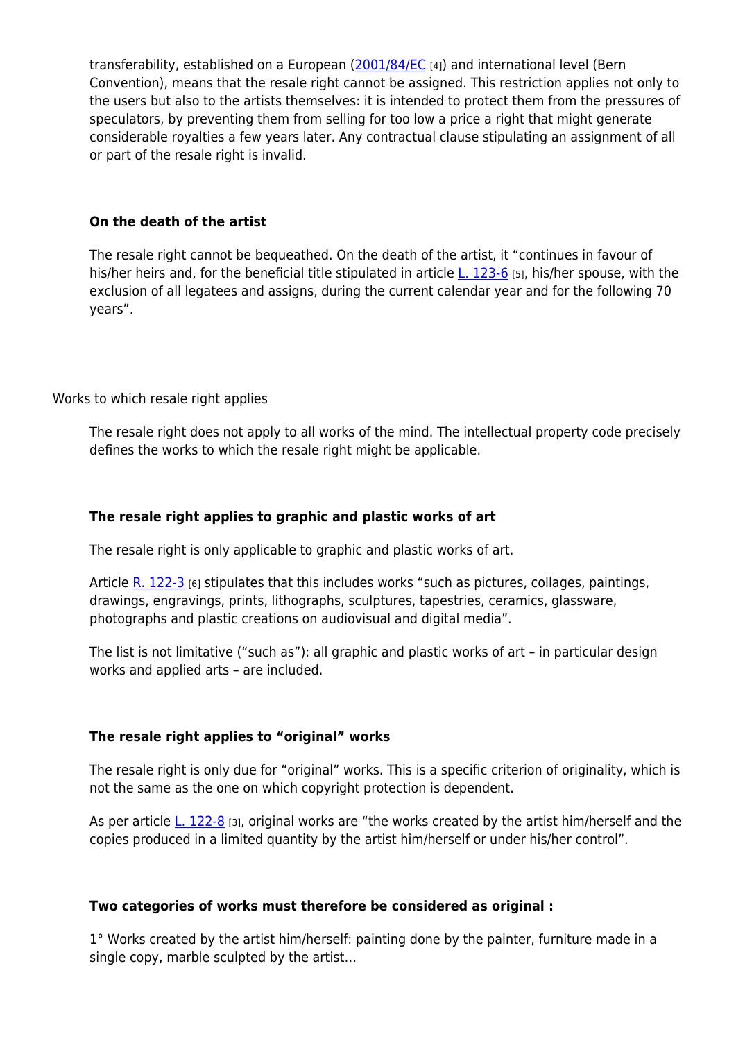transferability, established on a European (2001/84/EC [4]) and international level (Bern Convention), means that the resale right cannot be assigned. This restriction applies not only to the users but also to the artists themselves: it is intended to protect them from the pressures of speculators, by preventing them from selling for too low a price a right that might generate considerable royalties a few years later. Any contractual clause stipulating an assignment of all or part of the resale right is invalid.

**On the death of the artist**

The resale right cannot be bequeathed. On the death of the artist, it "continues in favour of his/her heirs and, for the beneficial title stipulated in article L. 123-6 [5], his/her spouse, with the exclusion of all legatees and assigns, during the current calendar year and for the following 70 years".

## Works to which resale right applies

The resale right does not apply to all works of the mind. The intellectual property code precisely defines the works to which the resale right might be applicable.

**The resale right applies to graphic and plastic works of art**

The resale right is only applicable to graphic and plastic works of art.

Article R. 122-3 [6] stipulates that this includes works "such as pictures, collages, paintings, drawings, engravings, prints, lithographs, sculptures, tapestries, ceramics, glassware, photographs and plastic creations on audiovisual and digital media".

The list is not limitative ("such as"): all graphic and plastic works of art – in particular design works and applied arts – are included.

**The resale right applies to "original" works**

The resale right is only due for "original" works. This is a specific criterion of originality, which is not the same as the one on which copyright protection is dependent.

As per article L. 122-8 [3], original works are "the works created by the artist him/herself and the copies produced in a limited quantity by the artist him/herself or under his/her control".

**Two categories of works must therefore be considered as original :**

1° Works created by the artist him/herself: painting done by the painter, furniture made in a single copy, marble sculpted by the artist…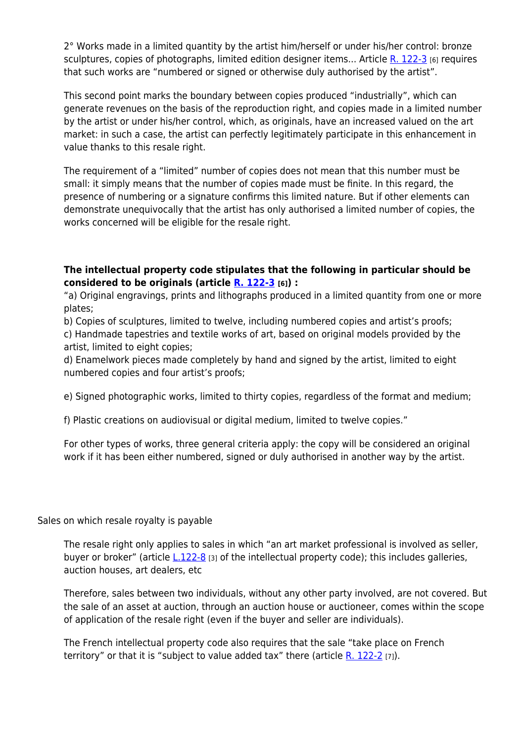2° Works made in a limited quantity by the artist him/herself or under his/her control: bronze sculptures, copies of photographs, limited edition designer items… Article R. 122-3 [6] requires that such works are "numbered or signed or otherwise duly authorised by the artist".

This second point marks the boundary between copies produced "industrially", which can generate revenues on the basis of the reproduction right, and copies made in a limited number by the artist or under his/her control, which, as originals, have an increased valued on the art market: in such a case, the artist can perfectly legitimately participate in this enhancement in value thanks to this resale right.

The requirement of a "limited" number of copies does not mean that this number must be small: it simply means that the number of copies made must be finite. In this regard, the presence of numbering or a signature confirms this limited nature. But if other elements can demonstrate unequivocally that the artist has only authorised a limited number of copies, the works concerned will be eligible for the resale right.

**The intellectual property code stipulates that the following in particular should be considered to be originals (article R. 122-3 [6]) :**

"a) Original engravings, prints and lithographs produced in a limited quantity from one or more plates;

b) Copies of sculptures, limited to twelve, including numbered copies and artist's proofs;

c) Handmade tapestries and textile works of art, based on original models provided by the artist, limited to eight copies;

d) Enamelwork pieces made completely by hand and signed by the artist, limited to eight numbered copies and four artist's proofs;

e) Signed photographic works, limited to thirty copies, regardless of the format and medium;

f) Plastic creations on audiovisual or digital medium, limited to twelve copies."

For other types of works, three general criteria apply: the copy will be considered an original work if it has been either numbered, signed or duly authorised in another way by the artist.

## Sales on which resale royalty is payable

The resale right only applies to sales in which "an art market professional is involved as seller, buyer or broker" (article L.122-8 [3] of the intellectual property code); this includes galleries, auction houses, art dealers, etc

Therefore, sales between two individuals, without any other party involved, are not covered. But the sale of an asset at auction, through an auction house or auctioneer, comes within the scope of application of the resale right (even if the buyer and seller are individuals).

The French intellectual property code also requires that the sale "take place on French territory" or that it is "subject to value added tax" there (article R. 122-2 [7]).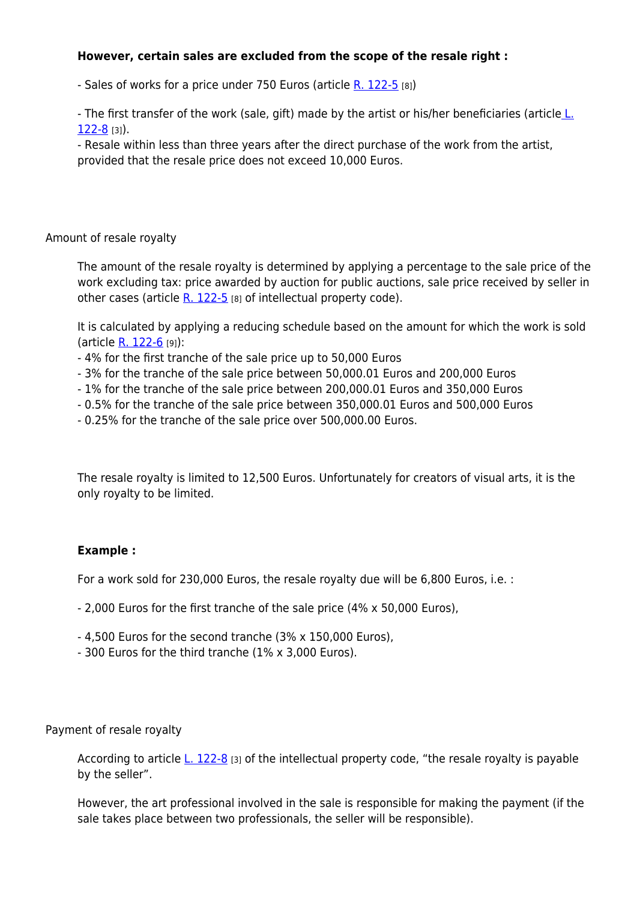**However, certain sales are excluded from the scope of the resale right :**

- Sales of works for a price under 750 Euros (article R. 122-5 [8])

- The first transfer of the work (sale, gift) made by the artist or his/her beneficiaries (article L. 122-8 [3]).
- Resale within less than three years after the direct purchase of the work from the artist, provided that the resale price does not exceed 10,000 Euros.

Amount of resale royalty

The amount of the resale royalty is determined by applying a percentage to the sale price of the work excluding tax: price awarded by auction for public auctions, sale price received by seller in other cases (article R. 122-5 [8] of intellectual property code).

It is calculated by applying a reducing schedule based on the amount for which the work is sold (article R. 122-6 [9]):
- 4% for the first tranche of the sale price up to 50,000 Euros
- 3% for the tranche of the sale price between 50,000.01 Euros and 200,000 Euros
- 1% for the tranche of the sale price between 200,000.01 Euros and 350,000 Euros
- 0.5% for the tranche of the sale price between 350,000.01 Euros and 500,000 Euros
- 0.25% for the tranche of the sale price over 500,000.00 Euros.

The resale royalty is limited to 12,500 Euros. Unfortunately for creators of visual arts, it is the only royalty to be limited.

**Example :**

For a work sold for 230,000 Euros, the resale royalty due will be 6,800 Euros, i.e. :

- 2,000 Euros for the first tranche of the sale price (4% x 50,000 Euros),

- 4,500 Euros for the second tranche (3% x 150,000 Euros),
- 300 Euros for the third tranche (1% x 3,000 Euros).

Payment of resale royalty

According to article L. 122-8 [3] of the intellectual property code, “the resale royalty is payable by the seller”.

However, the art professional involved in the sale is responsible for making the payment (if the sale takes place between two professionals, the seller will be responsible).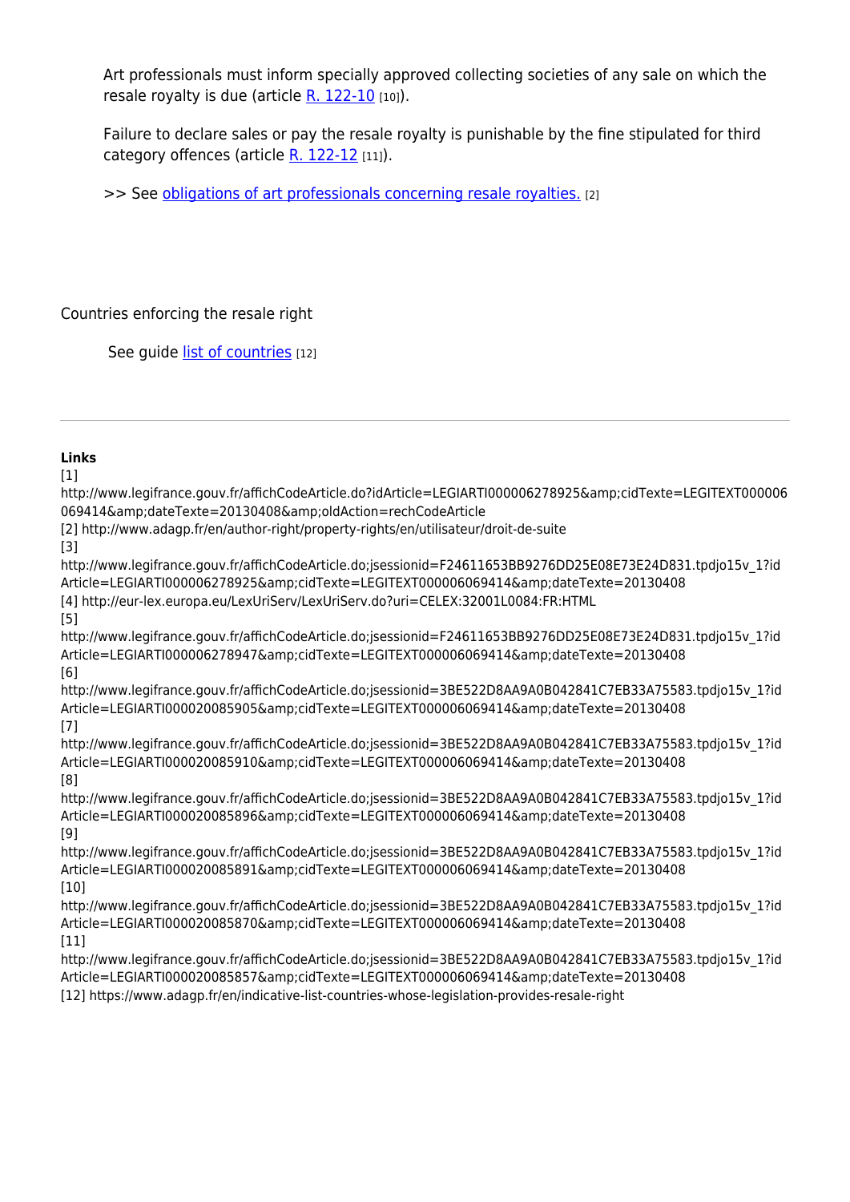Art professionals must inform specially approved collecting societies of any sale on which the resale royalty is due (article R. 122-10 [10]).

Failure to declare sales or pay the resale royalty is punishable by the fine stipulated for third category offences (article R. 122-12 [11]).

>> See obligations of art professionals concerning resale royalties. [2]

## Countries enforcing the resale right

See guide list of countries [12]

---

**Links**

[1] http://www.legifrance.gouv.fr/affichCodeArticle.do?idArticle=LEGIARTI000006278925&amp;cidTexte=LEGITEXT000006069414&amp;dateTexte=20130408&amp;oldAction=rechCodeArticle
[2] http://www.adagp.fr/en/author-right/property-rights/en/utilisateur/droit-de-suite
[3] http://www.legifrance.gouv.fr/affichCodeArticle.do;jsessionid=F24611653BB9276DD25E08E73E24D831.tpdjo15v_1?idArticle=LEGIARTI000006278925&amp;cidTexte=LEGITEXT000006069414&amp;dateTexte=20130408
[4] http://eur-lex.europa.eu/LexUriServ/LexUriServ.do?uri=CELEX:32001L0084:FR:HTML
[5] http://www.legifrance.gouv.fr/affichCodeArticle.do;jsessionid=F24611653BB9276DD25E08E73E24D831.tpdjo15v_1?idArticle=LEGIARTI000006278947&amp;cidTexte=LEGITEXT000006069414&amp;dateTexte=20130408
[6] http://www.legifrance.gouv.fr/affichCodeArticle.do;jsessionid=3BE522D8AA9A0B042841C7EB33A75583.tpdjo15v_1?idArticle=LEGIARTI000020085905&amp;cidTexte=LEGITEXT000006069414&amp;dateTexte=20130408
[7] http://www.legifrance.gouv.fr/affichCodeArticle.do;jsessionid=3BE522D8AA9A0B042841C7EB33A75583.tpdjo15v_1?idArticle=LEGIARTI000020085910&amp;cidTexte=LEGITEXT000006069414&amp;dateTexte=20130408
[8] http://www.legifrance.gouv.fr/affichCodeArticle.do;jsessionid=3BE522D8AA9A0B042841C7EB33A75583.tpdjo15v_1?idArticle=LEGIARTI000020085896&amp;cidTexte=LEGITEXT000006069414&amp;dateTexte=20130408
[9] http://www.legifrance.gouv.fr/affichCodeArticle.do;jsessionid=3BE522D8AA9A0B042841C7EB33A75583.tpdjo15v_1?idArticle=LEGIARTI000020085891&amp;cidTexte=LEGITEXT000006069414&amp;dateTexte=20130408
[10] http://www.legifrance.gouv.fr/affichCodeArticle.do;jsessionid=3BE522D8AA9A0B042841C7EB33A75583.tpdjo15v_1?idArticle=LEGIARTI000020085870&amp;cidTexte=LEGITEXT000006069414&amp;dateTexte=20130408
[11] http://www.legifrance.gouv.fr/affichCodeArticle.do;jsessionid=3BE522D8AA9A0B042841C7EB33A75583.tpdjo15v_1?idArticle=LEGIARTI000020085857&amp;cidTexte=LEGITEXT000006069414&amp;dateTexte=20130408
[12] https://www.adagp.fr/en/indicative-list-countries-whose-legislation-provides-resale-right